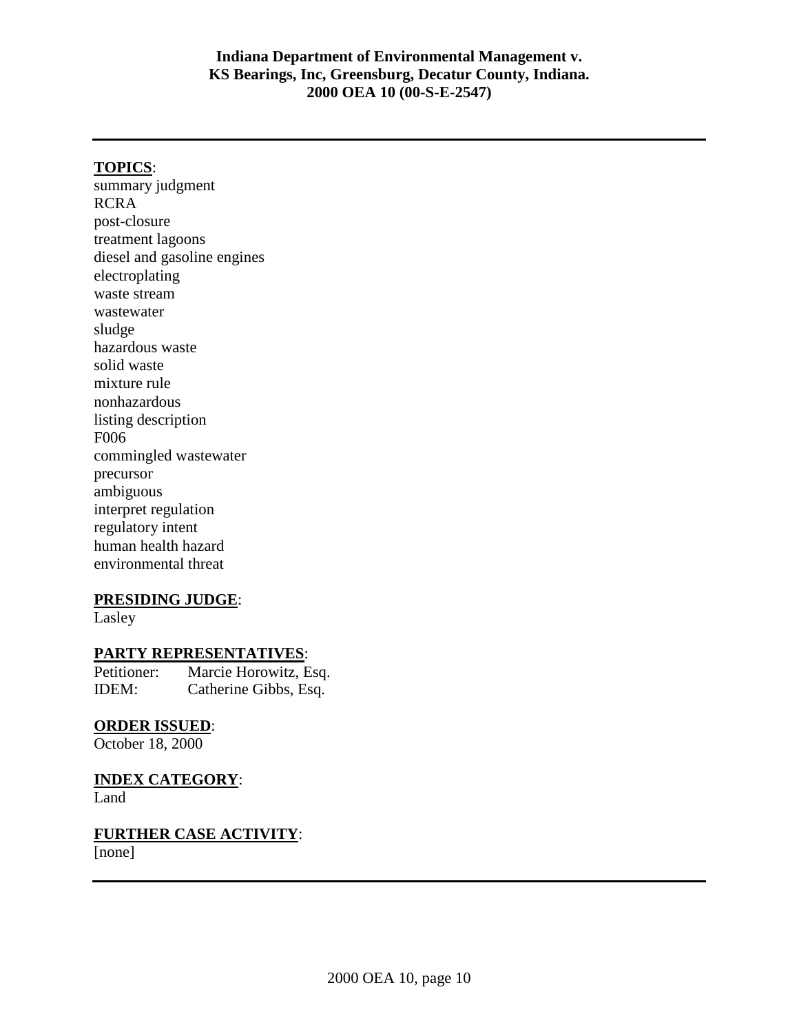**Indiana Department of Environmental Management v.**
**KS Bearings, Inc, Greensburg, Decatur County, Indiana.**
**2000 OEA 10 (00-S-E-2547)**

---

**TOPICS**:

summary judgment
RCRA
post-closure
treatment lagoons
diesel and gasoline engines
electroplating
waste stream
wastewater
sludge
hazardous waste
solid waste
mixture rule
nonhazardous
listing description
F006
commingled wastewater
precursor
ambiguous
interpret regulation
regulatory intent
human health hazard
environmental threat

**PRESIDING JUDGE**:

Lasley

**PARTY REPRESENTATIVES**:

Petitioner: Marcie Horowitz, Esq.
IDEM: Catherine Gibbs, Esq.

**ORDER ISSUED**:

October 18, 2000

**INDEX CATEGORY**:

Land

**FURTHER CASE ACTIVITY**:

[none]

---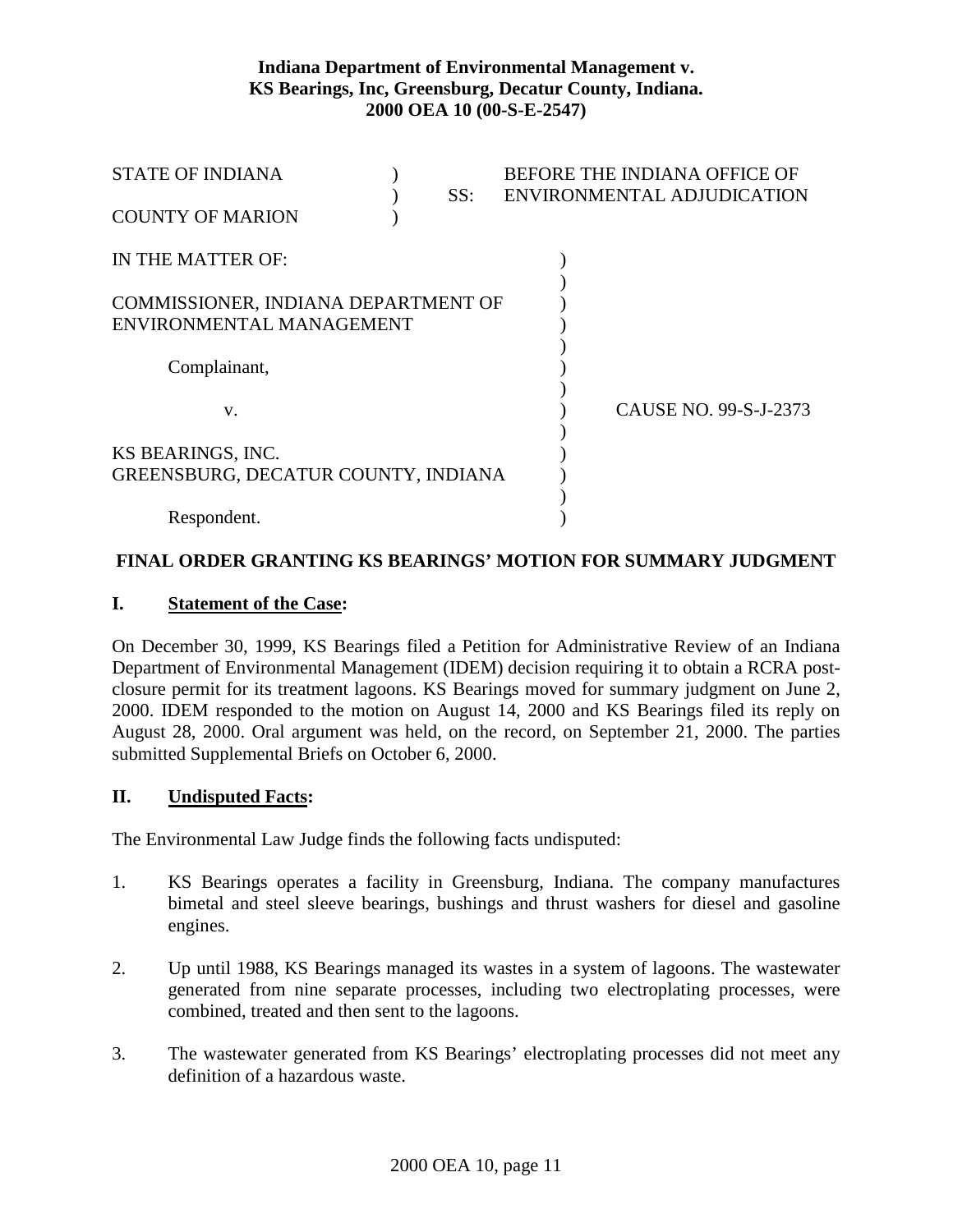**Indiana Department of Environmental Management v.**
**KS Bearings, Inc, Greensburg, Decatur County, Indiana.**
**2000 OEA 10 (00-S-E-2547)**

STATE OF INDIANA )
) SS: BEFORE THE INDIANA OFFICE OF ENVIRONMENTAL ADJUDICATION
COUNTY OF MARION )

IN THE MATTER OF: )
)
COMMISSIONER, INDIANA DEPARTMENT OF )
ENVIRONMENTAL MANAGEMENT )
)
Complainant, )
)
v. ) CAUSE NO. 99-S-J-2373
)
KS BEARINGS, INC. )
GREENSBURG, DECATUR COUNTY, INDIANA )
)
Respondent. )

**FINAL ORDER GRANTING KS BEARINGS' MOTION FOR SUMMARY JUDGMENT**

## I. Statement of the Case:

On December 30, 1999, KS Bearings filed a Petition for Administrative Review of an Indiana Department of Environmental Management (IDEM) decision requiring it to obtain a RCRA post-closure permit for its treatment lagoons. KS Bearings moved for summary judgment on June 2, 2000. IDEM responded to the motion on August 14, 2000 and KS Bearings filed its reply on August 28, 2000. Oral argument was held, on the record, on September 21, 2000. The parties submitted Supplemental Briefs on October 6, 2000.

## II. Undisputed Facts:

The Environmental Law Judge finds the following facts undisputed:

1. KS Bearings operates a facility in Greensburg, Indiana. The company manufactures bimetal and steel sleeve bearings, bushings and thrust washers for diesel and gasoline engines.

2. Up until 1988, KS Bearings managed its wastes in a system of lagoons. The wastewater generated from nine separate processes, including two electroplating processes, were combined, treated and then sent to the lagoons.

3. The wastewater generated from KS Bearings' electroplating processes did not meet any definition of a hazardous waste.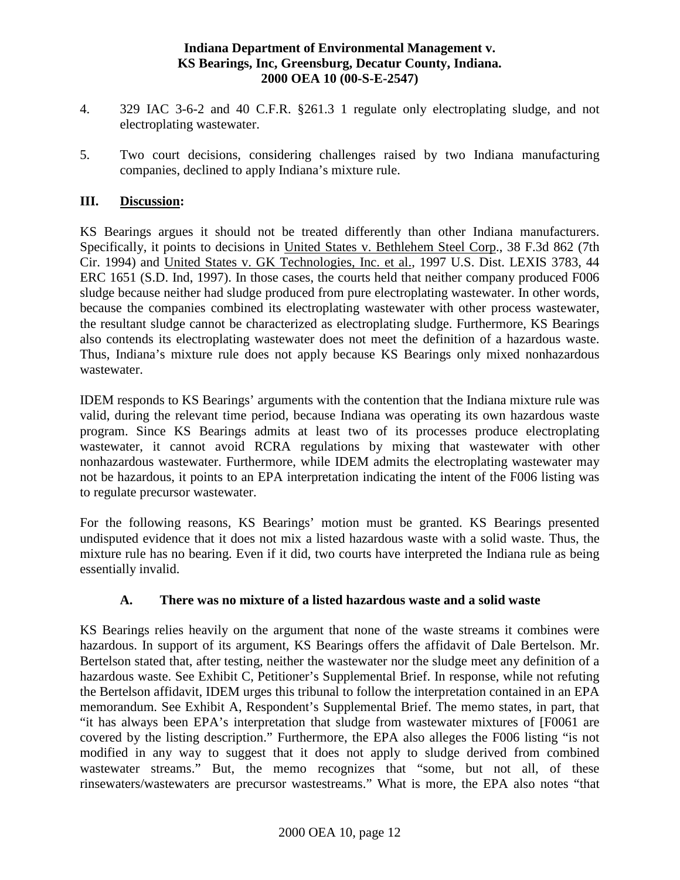4. 329 IAC 3-6-2 and 40 C.F.R. §261.3 1 regulate only electroplating sludge, and not electroplating wastewater.

5. Two court decisions, considering challenges raised by two Indiana manufacturing companies, declined to apply Indiana's mixture rule.

### III. Discussion:

KS Bearings argues it should not be treated differently than other Indiana manufacturers. Specifically, it points to decisions in United States v. Bethlehem Steel Corp., 38 F.3d 862 (7th Cir. 1994) and United States v. GK Technologies, Inc. et al., 1997 U.S. Dist. LEXIS 3783, 44 ERC 1651 (S.D. Ind, 1997). In those cases, the courts held that neither company produced F006 sludge because neither had sludge produced from pure electroplating wastewater. In other words, because the companies combined its electroplating wastewater with other process wastewater, the resultant sludge cannot be characterized as electroplating sludge. Furthermore, KS Bearings also contends its electroplating wastewater does not meet the definition of a hazardous waste. Thus, Indiana's mixture rule does not apply because KS Bearings only mixed nonhazardous wastewater.

IDEM responds to KS Bearings' arguments with the contention that the Indiana mixture rule was valid, during the relevant time period, because Indiana was operating its own hazardous waste program. Since KS Bearings admits at least two of its processes produce electroplating wastewater, it cannot avoid RCRA regulations by mixing that wastewater with other nonhazardous wastewater. Furthermore, while IDEM admits the electroplating wastewater may not be hazardous, it points to an EPA interpretation indicating the intent of the F006 listing was to regulate precursor wastewater.

For the following reasons, KS Bearings' motion must be granted. KS Bearings presented undisputed evidence that it does not mix a listed hazardous waste with a solid waste. Thus, the mixture rule has no bearing. Even if it did, two courts have interpreted the Indiana rule as being essentially invalid.

#### A. There was no mixture of a listed hazardous waste and a solid waste

KS Bearings relies heavily on the argument that none of the waste streams it combines were hazardous. In support of its argument, KS Bearings offers the affidavit of Dale Bertelson. Mr. Bertelson stated that, after testing, neither the wastewater nor the sludge meet any definition of a hazardous waste. See Exhibit C, Petitioner's Supplemental Brief. In response, while not refuting the Bertelson affidavit, IDEM urges this tribunal to follow the interpretation contained in an EPA memorandum. See Exhibit A, Respondent's Supplemental Brief. The memo states, in part, that "it has always been EPA's interpretation that sludge from wastewater mixtures of [F0061 are covered by the listing description." Furthermore, the EPA also alleges the F006 listing "is not modified in any way to suggest that it does not apply to sludge derived from combined wastewater streams." But, the memo recognizes that "some, but not all, of these rinsewaters/wastewaters are precursor wastestreams." What is more, the EPA also notes "that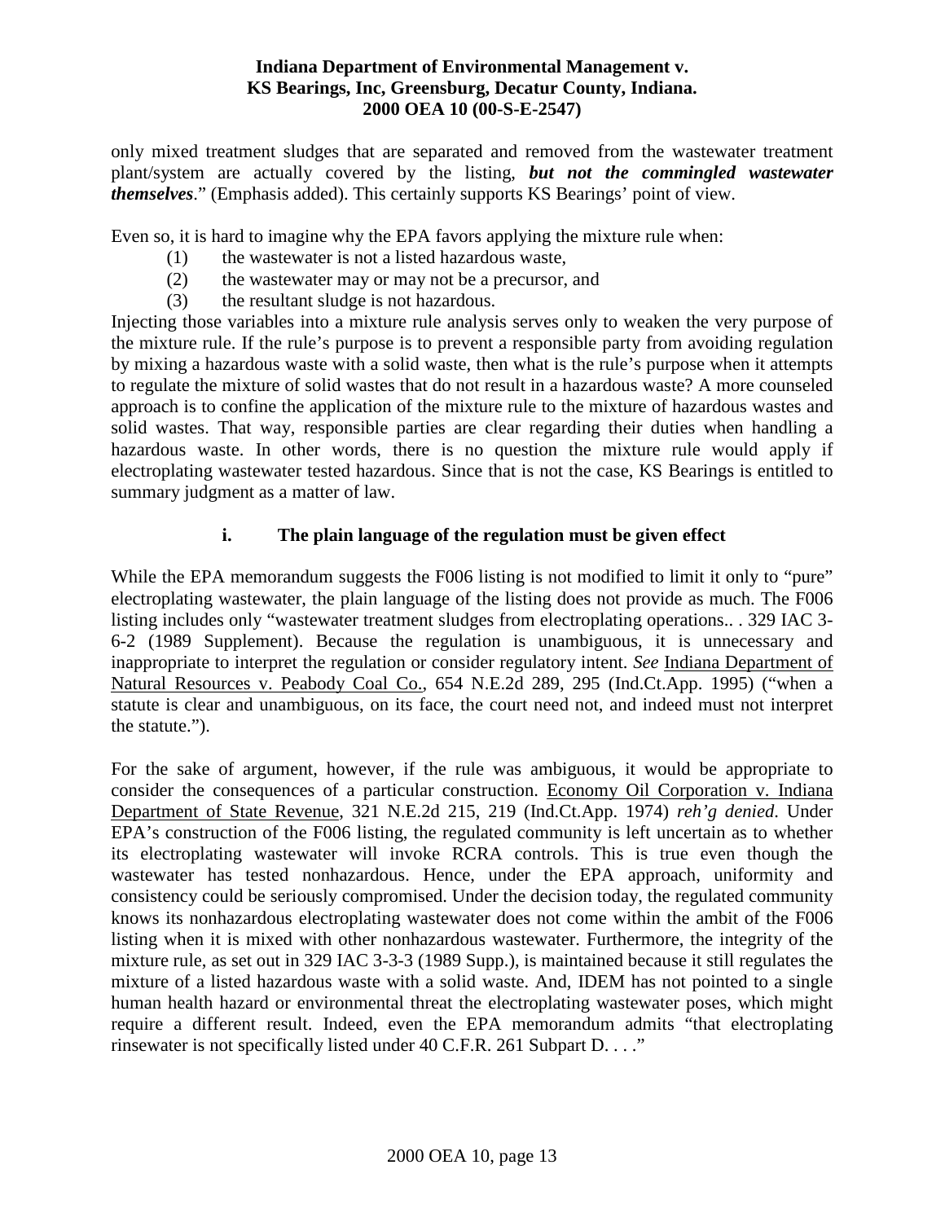only mixed treatment sludges that are separated and removed from the wastewater treatment plant/system are actually covered by the listing, ***but not the commingled wastewater themselves***." (Emphasis added). This certainly supports KS Bearings' point of view.

Even so, it is hard to imagine why the EPA favors applying the mixture rule when:

(1) the wastewater is not a listed hazardous waste,
(2) the wastewater may or may not be a precursor, and
(3) the resultant sludge is not hazardous.

Injecting those variables into a mixture rule analysis serves only to weaken the very purpose of the mixture rule. If the rule's purpose is to prevent a responsible party from avoiding regulation by mixing a hazardous waste with a solid waste, then what is the rule's purpose when it attempts to regulate the mixture of solid wastes that do not result in a hazardous waste? A more counseled approach is to confine the application of the mixture rule to the mixture of hazardous wastes and solid wastes. That way, responsible parties are clear regarding their duties when handling a hazardous waste. In other words, there is no question the mixture rule would apply if electroplating wastewater tested hazardous. Since that is not the case, KS Bearings is entitled to summary judgment as a matter of law.

#### i. The plain language of the regulation must be given effect

While the EPA memorandum suggests the F006 listing is not modified to limit it only to "pure" electroplating wastewater, the plain language of the listing does not provide as much. The F006 listing includes only "wastewater treatment sludges from electroplating operations.. . 329 IAC 3-6-2 (1989 Supplement). Because the regulation is unambiguous, it is unnecessary and inappropriate to interpret the regulation or consider regulatory intent. *See* Indiana Department of Natural Resources v. Peabody Coal Co., 654 N.E.2d 289, 295 (Ind.Ct.App. 1995) ("when a statute is clear and unambiguous, on its face, the court need not, and indeed must not interpret the statute.").

For the sake of argument, however, if the rule was ambiguous, it would be appropriate to consider the consequences of a particular construction. Economy Oil Corporation v. Indiana Department of State Revenue, 321 N.E.2d 215, 219 (Ind.Ct.App. 1974) *reh'g denied*. Under EPA's construction of the F006 listing, the regulated community is left uncertain as to whether its electroplating wastewater will invoke RCRA controls. This is true even though the wastewater has tested nonhazardous. Hence, under the EPA approach, uniformity and consistency could be seriously compromised. Under the decision today, the regulated community knows its nonhazardous electroplating wastewater does not come within the ambit of the F006 listing when it is mixed with other nonhazardous wastewater. Furthermore, the integrity of the mixture rule, as set out in 329 IAC 3-3-3 (1989 Supp.), is maintained because it still regulates the mixture of a listed hazardous waste with a solid waste. And, IDEM has not pointed to a single human health hazard or environmental threat the electroplating wastewater poses, which might require a different result. Indeed, even the EPA memorandum admits "that electroplating rinsewater is not specifically listed under 40 C.F.R. 261 Subpart D. . . ."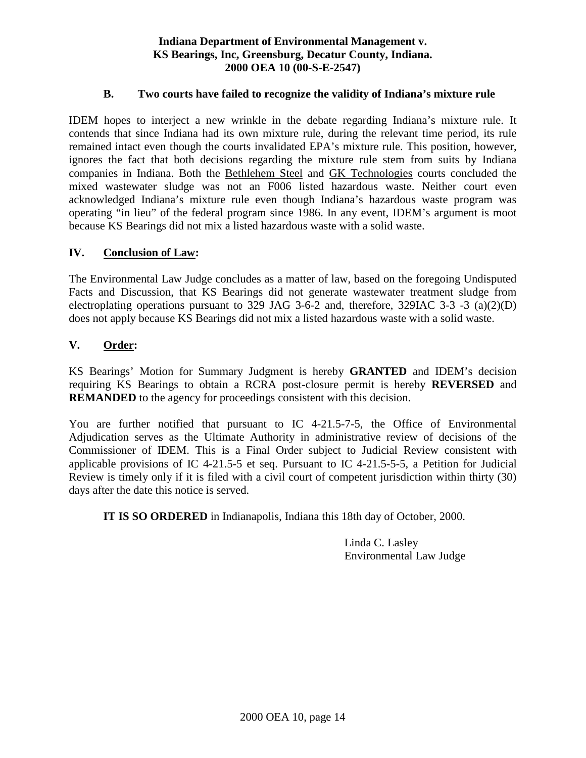### B. Two courts have failed to recognize the validity of Indiana's mixture rule

IDEM hopes to interject a new wrinkle in the debate regarding Indiana's mixture rule. It contends that since Indiana had its own mixture rule, during the relevant time period, its rule remained intact even though the courts invalidated EPA's mixture rule. This position, however, ignores the fact that both decisions regarding the mixture rule stem from suits by Indiana companies in Indiana. Both the Bethlehem Steel and GK Technologies courts concluded the mixed wastewater sludge was not an F006 listed hazardous waste. Neither court even acknowledged Indiana's mixture rule even though Indiana's hazardous waste program was operating "in lieu" of the federal program since 1986. In any event, IDEM's argument is moot because KS Bearings did not mix a listed hazardous waste with a solid waste.

## IV. Conclusion of Law:

The Environmental Law Judge concludes as a matter of law, based on the foregoing Undisputed Facts and Discussion, that KS Bearings did not generate wastewater treatment sludge from electroplating operations pursuant to 329 JAG 3-6-2 and, therefore, 329IAC 3-3 -3 (a)(2)(D) does not apply because KS Bearings did not mix a listed hazardous waste with a solid waste.

## V. Order:

KS Bearings' Motion for Summary Judgment is hereby **GRANTED** and IDEM's decision requiring KS Bearings to obtain a RCRA post-closure permit is hereby **REVERSED** and **REMANDED** to the agency for proceedings consistent with this decision.

You are further notified that pursuant to IC 4-21.5-7-5, the Office of Environmental Adjudication serves as the Ultimate Authority in administrative review of decisions of the Commissioner of IDEM. This is a Final Order subject to Judicial Review consistent with applicable provisions of IC 4-21.5-5 et seq. Pursuant to IC 4-21.5-5-5, a Petition for Judicial Review is timely only if it is filed with a civil court of competent jurisdiction within thirty (30) days after the date this notice is served.

**IT IS SO ORDERED** in Indianapolis, Indiana this 18th day of October, 2000.

Linda C. Lasley
Environmental Law Judge